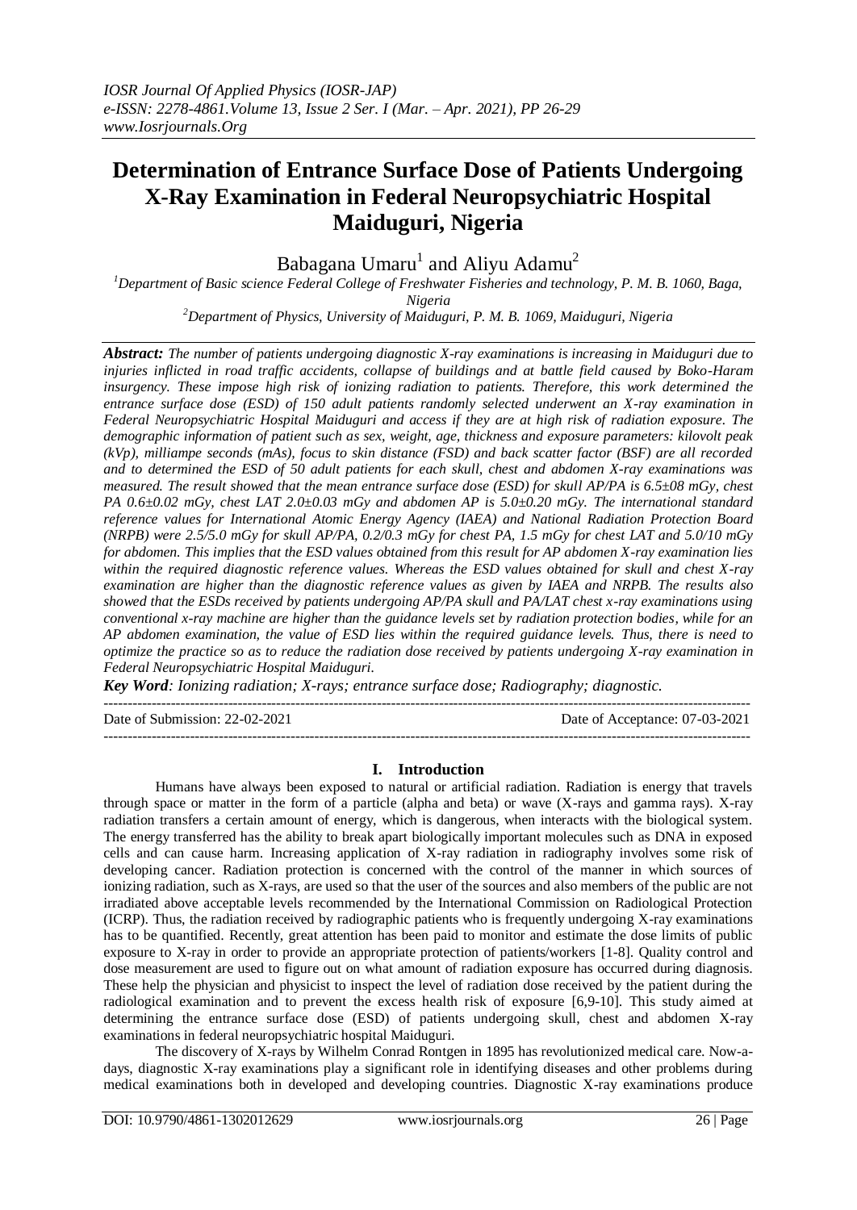# Determination of Entrance Surface Dose of Patients Undergoing X-Ray Examination in Federal Neuropsychiatric Hospital Maiduguri, Nigeria

Babagana Umaru[1] and Aliyu Adamu[2]

[1]Department of Basic science Federal College of Freshwater Fisheries and technology, P. M. B. 1060, Baga, Nigeria

[2]Department of Physics, University of Maiduguri, P. M. B. 1069, Maiduguri, Nigeria

***Abstract:*** *The number of patients undergoing diagnostic X-ray examinations is increasing in Maiduguri due to injuries inflicted in road traffic accidents, collapse of buildings and at battle field caused by Boko-Haram insurgency. These impose high risk of ionizing radiation to patients. Therefore, this work determined the entrance surface dose (ESD) of 150 adult patients randomly selected underwent an X-ray examination in Federal Neuropsychiatric Hospital Maiduguri and access if they are at high risk of radiation exposure. The demographic information of patient such as sex, weight, age, thickness and exposure parameters: kilovolt peak (kVp), milliampe seconds (mAs), focus to skin distance (FSD) and back scatter factor (BSF) are all recorded and to determined the ESD of 50 adult patients for each skull, chest and abdomen X-ray examinations was measured. The result showed that the mean entrance surface dose (ESD) for skull AP/PA is 6.5±08 mGy, chest PA 0.6±0.02 mGy, chest LAT 2.0±0.03 mGy and abdomen AP is 5.0±0.20 mGy. The international standard reference values for International Atomic Energy Agency (IAEA) and National Radiation Protection Board (NRPB) were 2.5/5.0 mGy for skull AP/PA, 0.2/0.3 mGy for chest PA, 1.5 mGy for chest LAT and 5.0/10 mGy for abdomen. This implies that the ESD values obtained from this result for AP abdomen X-ray examination lies within the required diagnostic reference values. Whereas the ESD values obtained for skull and chest X-ray examination are higher than the diagnostic reference values as given by IAEA and NRPB. The results also showed that the ESDs received by patients undergoing AP/PA skull and PA/LAT chest x-ray examinations using conventional x-ray machine are higher than the guidance levels set by radiation protection bodies, while for an AP abdomen examination, the value of ESD lies within the required guidance levels. Thus, there is need to optimize the practice so as to reduce the radiation dose received by patients undergoing X-ray examination in Federal Neuropsychiatric Hospital Maiduguri.*

***Key Word****: Ionizing radiation; X-rays; entrance surface dose; Radiography; diagnostic.*

---

Date of Submission: 22-02-2021 | Date of Acceptance: 07-03-2021

---

## I. Introduction

Humans have always been exposed to natural or artificial radiation. Radiation is energy that travels through space or matter in the form of a particle (alpha and beta) or wave (X-rays and gamma rays). X-ray radiation transfers a certain amount of energy, which is dangerous, when interacts with the biological system. The energy transferred has the ability to break apart biologically important molecules such as DNA in exposed cells and can cause harm. Increasing application of X-ray radiation in radiography involves some risk of developing cancer. Radiation protection is concerned with the control of the manner in which sources of ionizing radiation, such as X-rays, are used so that the user of the sources and also members of the public are not irradiated above acceptable levels recommended by the International Commission on Radiological Protection (ICRP). Thus, the radiation received by radiographic patients who is frequently undergoing X-ray examinations has to be quantified. Recently, great attention has been paid to monitor and estimate the dose limits of public exposure to X-ray in order to provide an appropriate protection of patients/workers [1-8]. Quality control and dose measurement are used to figure out on what amount of radiation exposure has occurred during diagnosis. These help the physician and physicist to inspect the level of radiation dose received by the patient during the radiological examination and to prevent the excess health risk of exposure [6,9-10]. This study aimed at determining the entrance surface dose (ESD) of patients undergoing skull, chest and abdomen X-ray examinations in federal neuropsychiatric hospital Maiduguri.

The discovery of X-rays by Wilhelm Conrad Rontgen in 1895 has revolutionized medical care. Now-a-days, diagnostic X-ray examinations play a significant role in identifying diseases and other problems during medical examinations both in developed and developing countries. Diagnostic X-ray examinations produce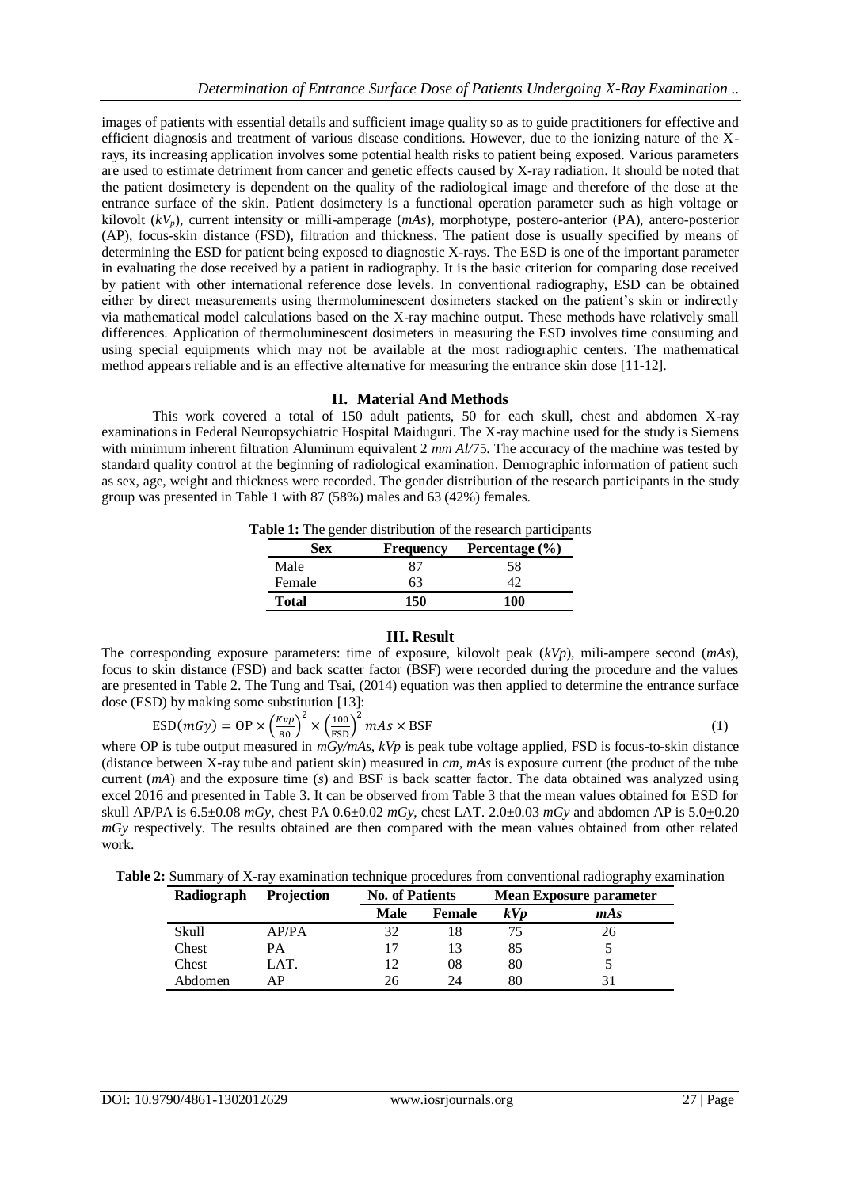images of patients with essential details and sufficient image quality so as to guide practitioners for effective and efficient diagnosis and treatment of various disease conditions. However, due to the ionizing nature of the X-rays, its increasing application involves some potential health risks to patient being exposed. Various parameters are used to estimate detriment from cancer and genetic effects caused by X-ray radiation. It should be noted that the patient dosimetery is dependent on the quality of the radiological image and therefore of the dose at the entrance surface of the skin. Patient dosimetery is a functional operation parameter such as high voltage or kilovolt ($kV_p$), current intensity or milli-amperage (*mAs*), morphotype, postero-anterior (PA), antero-posterior (AP), focus-skin distance (FSD), filtration and thickness. The patient dose is usually specified by means of determining the ESD for patient being exposed to diagnostic X-rays. The ESD is one of the important parameter in evaluating the dose received by a patient in radiography. It is the basic criterion for comparing dose received by patient with other international reference dose levels. In conventional radiography, ESD can be obtained either by direct measurements using thermoluminescent dosimeters stacked on the patient's skin or indirectly via mathematical model calculations based on the X-ray machine output. These methods have relatively small differences. Application of thermoluminescent dosimeters in measuring the ESD involves time consuming and using special equipments which may not be available at the most radiographic centers. The mathematical method appears reliable and is an effective alternative for measuring the entrance skin dose [11-12].

## II. Material And Methods

This work covered a total of 150 adult patients, 50 for each skull, chest and abdomen X-ray examinations in Federal Neuropsychiatric Hospital Maiduguri. The X-ray machine used for the study is Siemens with minimum inherent filtration Aluminum equivalent 2 *mm Al*/75. The accuracy of the machine was tested by standard quality control at the beginning of radiological examination. Demographic information of patient such as sex, age, weight and thickness were recorded. The gender distribution of the research participants in the study group was presented in Table 1 with 87 (58%) males and 63 (42%) females.

**Table 1:** The gender distribution of the research participants

| Sex | Frequency | Percentage (%) |
|---|---|---|
| Male | 87 | 58 |
| Female | 63 | 42 |
| **Total** | **150** | **100** |

## III. Result

The corresponding exposure parameters: time of exposure, kilovolt peak (*kVp*), mili-ampere second (*mAs*), focus to skin distance (FSD) and back scatter factor (BSF) were recorded during the procedure and the values are presented in Table 2. The Tung and Tsai, (2014) equation was then applied to determine the entrance surface dose (ESD) by making some substitution [13]:

$$\mathrm{ESD}(mGy) = \mathrm{OP} \times \left(\frac{Kvp}{80}\right)^2 \times \left(\frac{100}{\mathrm{FSD}}\right)^2 mAs \times \mathrm{BSF} \tag{1}$$

where OP is tube output measured in *mGy/mAs*, *kVp* is peak tube voltage applied, FSD is focus-to-skin distance (distance between X-ray tube and patient skin) measured in *cm*, *mAs* is exposure current (the product of the tube current (*mA*) and the exposure time (*s*) and BSF is back scatter factor. The data obtained was analyzed using excel 2016 and presented in Table 3. It can be observed from Table 3 that the mean values obtained for ESD for skull AP/PA is 6.5±0.08 *mGy*, chest PA 0.6±0.02 *mGy*, chest LAT. 2.0±0.03 *mGy* and abdomen AP is 5.0±0.20 *mGy* respectively. The results obtained are then compared with the mean values obtained from other related work.

**Table 2:** Summary of X-ray examination technique procedures from conventional radiography examination

| Radiograph | Projection | No. of Patients | | Mean Exposure parameter | |
|---|---|---|---|---|---|
| | | Male | Female | *kVp* | *mAs* |
| Skull | AP/PA | 32 | 18 | 75 | 26 |
| Chest | PA | 17 | 13 | 85 | 5 |
| Chest | LAT. | 12 | 08 | 80 | 5 |
| Abdomen | AP | 26 | 24 | 80 | 31 |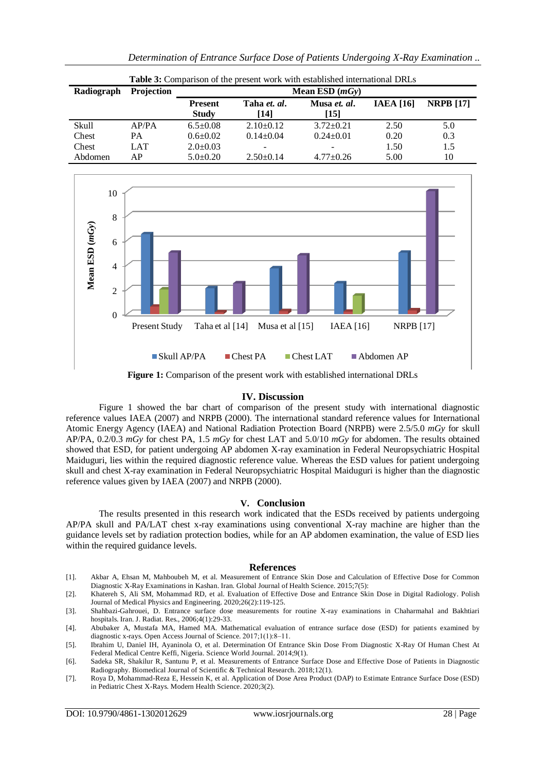**Table 3:** Comparison of the present work with established international DRLs

| Radiograph | Projection | Mean ESD (*mGy*) | | | | |
|---|---|---|---|---|---|---|
| | | Present Study | Taha *et. al*. [14] | Musa *et. al*. [15] | IAEA [16] | NRPB [17] |
| Skull | AP/PA | 6.5±0.08 | 2.10±0.12 | 3.72±0.21 | 2.50 | 5.0 |
| Chest | PA | 0.6±0.02 | 0.14±0.04 | 0.24±0.01 | 0.20 | 0.3 |
| Chest | LAT | 2.0±0.03 | - | - | 1.50 | 1.5 |
| Abdomen | AP | 5.0±0.20 | 2.50±0.14 | 4.77±0.26 | 5.00 | 10 |

**Figure 1:** Comparison of the present work with established international DRLs

## IV. Discussion

Figure 1 showed the bar chart of comparison of the present study with international diagnostic reference values IAEA (2007) and NRPB (2000). The international standard reference values for International Atomic Energy Agency (IAEA) and National Radiation Protection Board (NRPB) were 2.5/5.0 *mGy* for skull AP/PA, 0.2/0.3 *mGy* for chest PA, 1.5 *mGy* for chest LAT and 5.0/10 *mGy* for abdomen. The results obtained showed that ESD, for patient undergoing AP abdomen X-ray examination in Federal Neuropsychiatric Hospital Maiduguri, lies within the required diagnostic reference value. Whereas the ESD values for patient undergoing skull and chest X-ray examination in Federal Neuropsychiatric Hospital Maiduguri is higher than the diagnostic reference values given by IAEA (2007) and NRPB (2000).

## V. Conclusion

The results presented in this research work indicated that the ESDs received by patients undergoing AP/PA skull and PA/LAT chest x-ray examinations using conventional X-ray machine are higher than the guidance levels set by radiation protection bodies, while for an AP abdomen examination, the value of ESD lies within the required guidance levels.

## References

[1]. Akbar A, Ehsan M, Mahboubeh M, et al. Measurement of Entrance Skin Dose and Calculation of Effective Dose for Common Diagnostic X-Ray Examinations in Kashan. Iran. Global Journal of Health Science. 2015;7(5):

[2]. Khatereh S, Ali SM, Mohammad RD, et al. Evaluation of Effective Dose and Entrance Skin Dose in Digital Radiology. Polish Journal of Medical Physics and Engineering. 2020;26(2):119-125.

[3]. Shahbazi-Gahrouei, D. Entrance surface dose measurements for routine X-ray examinations in Chaharmahal and Bakhtiari hospitals. Iran. J. Radiat. Res., 2006;4(1):29-33.

[4]. Abubaker A, Mustafa MA, Hamed MA. Mathematical evaluation of entrance surface dose (ESD) for patients examined by diagnostic x-rays. Open Access Journal of Science. 2017;1(1):8–11.

[5]. Ibrahim U, Daniel IH, Ayaninola O, et al. Determination Of Entrance Skin Dose From Diagnostic X-Ray Of Human Chest At Federal Medical Centre Keffi, Nigeria. Science World Journal. 2014;9(1).

[6]. Sadeka SR, Shakilur R, Santunu P, et al. Measurements of Entrance Surface Dose and Effective Dose of Patients in Diagnostic Radiography. Biomedical Journal of Scientific & Technical Research. 2018;12(1).

[7]. Roya D, Mohammad-Reza E, Hessein K, et al. Application of Dose Area Product (DAP) to Estimate Entrance Surface Dose (ESD) in Pediatric Chest X-Rays. Modern Health Science. 2020;3(2).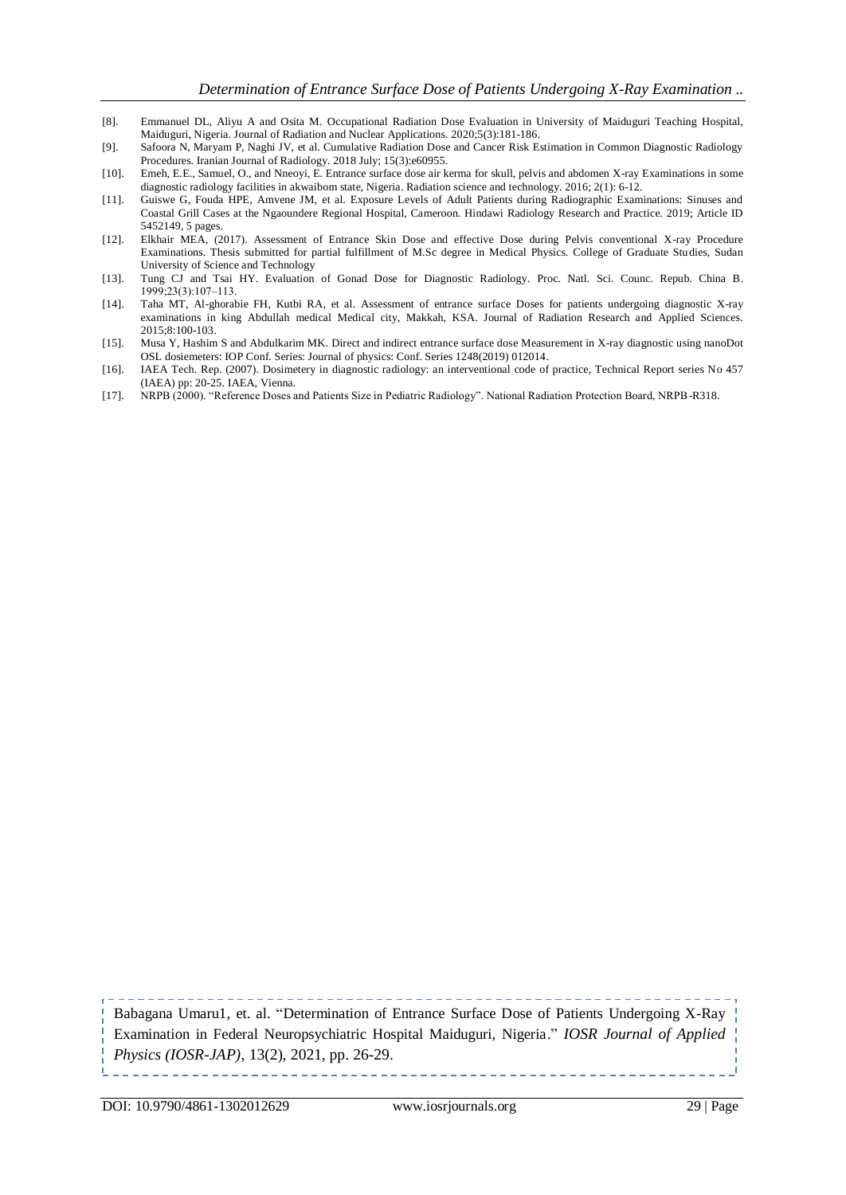[8]. Emmanuel DL, Aliyu A and Osita M. Occupational Radiation Dose Evaluation in University of Maiduguri Teaching Hospital, Maiduguri, Nigeria. Journal of Radiation and Nuclear Applications. 2020;5(3):181-186.

[9]. Safoora N, Maryam P, Naghi JV, et al. Cumulative Radiation Dose and Cancer Risk Estimation in Common Diagnostic Radiology Procedures. Iranian Journal of Radiology. 2018 July; 15(3):e60955.

[10]. Emeh, E.E., Samuel, O., and Nneoyi, E. Entrance surface dose air kerma for skull, pelvis and abdomen X-ray Examinations in some diagnostic radiology facilities in akwaibom state, Nigeria. Radiation science and technology. 2016; 2(1): 6-12.

[11]. Guiswe G, Fouda HPE, Amvene JM, et al. Exposure Levels of Adult Patients during Radiographic Examinations: Sinuses and Coastal Grill Cases at the Ngaoundere Regional Hospital, Cameroon. Hindawi Radiology Research and Practice. 2019; Article ID 5452149, 5 pages.

[12]. Elkhair MEA, (2017). Assessment of Entrance Skin Dose and effective Dose during Pelvis conventional X-ray Procedure Examinations. Thesis submitted for partial fulfillment of M.Sc degree in Medical Physics. College of Graduate Studies, Sudan University of Science and Technology

[13]. Tung CJ and Tsai HY. Evaluation of Gonad Dose for Diagnostic Radiology. Proc. Natl. Sci. Counc. Repub. China B. 1999;23(3):107–113.

[14]. Taha MT, Al-ghorabie FH, Kutbi RA, et al. Assessment of entrance surface Doses for patients undergoing diagnostic X-ray examinations in king Abdullah medical Medical city, Makkah, KSA. Journal of Radiation Research and Applied Sciences. 2015;8:100-103.

[15]. Musa Y, Hashim S and Abdulkarim MK. Direct and indirect entrance surface dose Measurement in X-ray diagnostic using nanoDot OSL dosiemeters: IOP Conf. Series: Journal of physics: Conf. Series 1248(2019) 012014.

[16]. IAEA Tech. Rep. (2007). Dosimetery in diagnostic radiology: an interventional code of practice, Technical Report series No 457 (IAEA) pp: 20-25. IAEA, Vienna.

[17]. NRPB (2000). "Reference Doses and Patients Size in Pediatric Radiology". National Radiation Protection Board, NRPB-R318.

Babagana Umaru1, et. al. "Determination of Entrance Surface Dose of Patients Undergoing X-Ray Examination in Federal Neuropsychiatric Hospital Maiduguri, Nigeria." *IOSR Journal of Applied Physics (IOSR-JAP)*, 13(2), 2021, pp. 26-29.